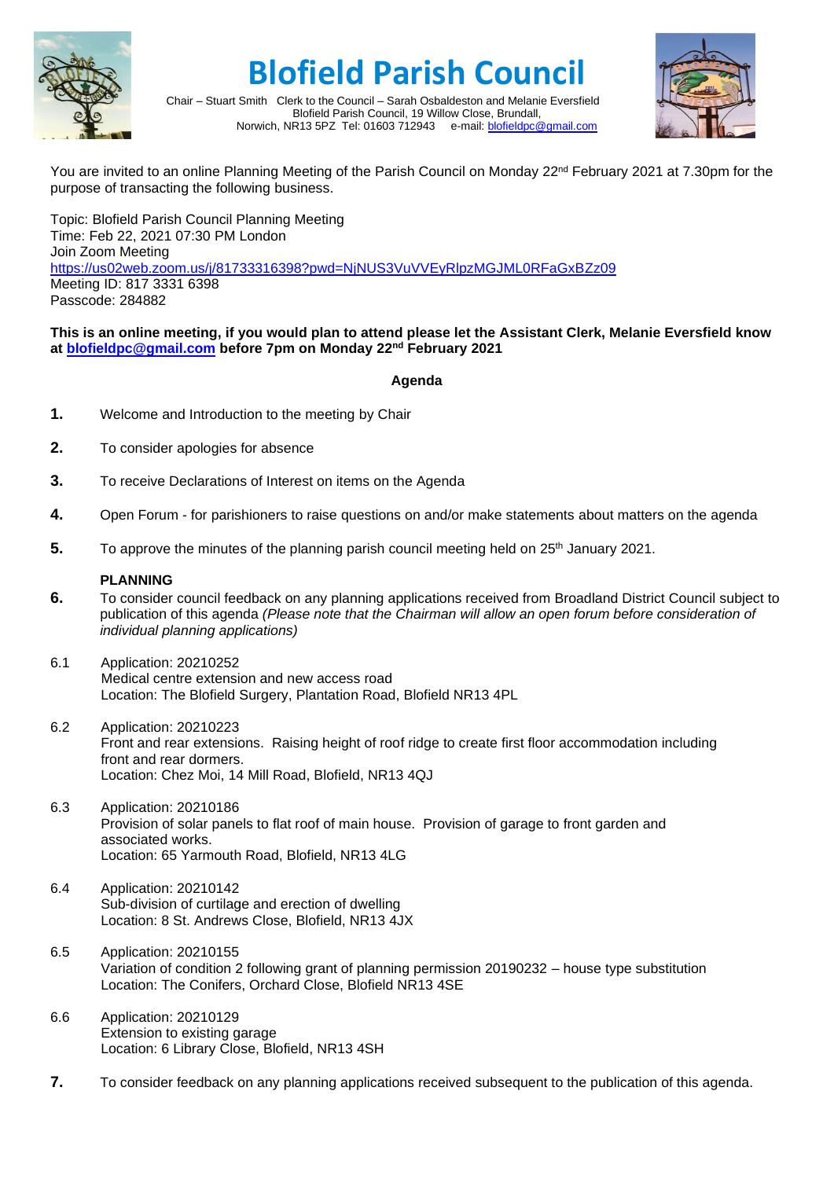# Blofield Parish Council

Chair – Stuart Smith Clerk to the Council – Sarah Osbaldeston and Melanie Eversfield
Blofield Parish Council, 19 Willow Close, Brundall,
Norwich, NR13 5PZ Tel: 01603 712943 e-mail: blofieldpc@gmail.com

You are invited to an online Planning Meeting of the Parish Council on Monday 22nd February 2021 at 7.30pm for the purpose of transacting the following business.

Topic: Blofield Parish Council Planning Meeting
Time: Feb 22, 2021 07:30 PM London
Join Zoom Meeting
https://us02web.zoom.us/j/81733316398?pwd=NjNUS3VuVVEyRlpzMGJML0RFaGxBZz09
Meeting ID: 817 3331 6398
Passcode: 284882

**This is an online meeting, if you would plan to attend please let the Assistant Clerk, Melanie Eversfield know at blofieldpc@gmail.com before 7pm on Monday 22nd February 2021**

## Agenda

**1.** Welcome and Introduction to the meeting by Chair

**2.** To consider apologies for absence

**3.** To receive Declarations of Interest on items on the Agenda

**4.** Open Forum - for parishioners to raise questions on and/or make statements about matters on the agenda

**5.** To approve the minutes of the planning parish council meeting held on 25th January 2021.

**PLANNING**

**6.** To consider council feedback on any planning applications received from Broadland District Council subject to publication of this agenda *(Please note that the Chairman will allow an open forum before consideration of individual planning applications)*

6.1 Application: 20210252
Medical centre extension and new access road
Location: The Blofield Surgery, Plantation Road, Blofield NR13 4PL

6.2 Application: 20210223
Front and rear extensions. Raising height of roof ridge to create first floor accommodation including front and rear dormers.
Location: Chez Moi, 14 Mill Road, Blofield, NR13 4QJ

6.3 Application: 20210186
Provision of solar panels to flat roof of main house. Provision of garage to front garden and associated works.
Location: 65 Yarmouth Road, Blofield, NR13 4LG

6.4 Application: 20210142
Sub-division of curtilage and erection of dwelling
Location: 8 St. Andrews Close, Blofield, NR13 4JX

6.5 Application: 20210155
Variation of condition 2 following grant of planning permission 20190232 – house type substitution
Location: The Conifers, Orchard Close, Blofield NR13 4SE

6.6 Application: 20210129
Extension to existing garage
Location: 6 Library Close, Blofield, NR13 4SH

**7.** To consider feedback on any planning applications received subsequent to the publication of this agenda.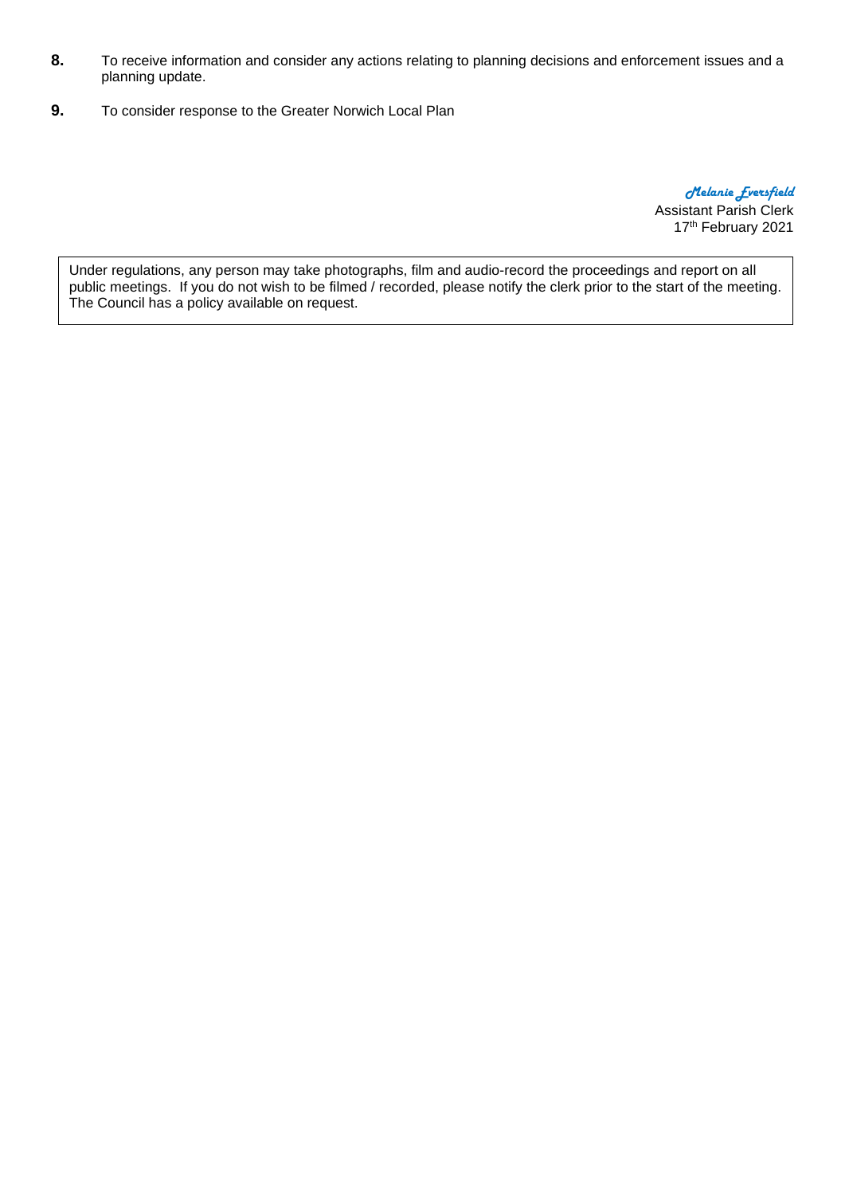**8.** To receive information and consider any actions relating to planning decisions and enforcement issues and a planning update.

**9.** To consider response to the Greater Norwich Local Plan

*Melanie Eversfield*
Assistant Parish Clerk
17th February 2021

Under regulations, any person may take photographs, film and audio-record the proceedings and report on all public meetings. If you do not wish to be filmed / recorded, please notify the clerk prior to the start of the meeting. The Council has a policy available on request.